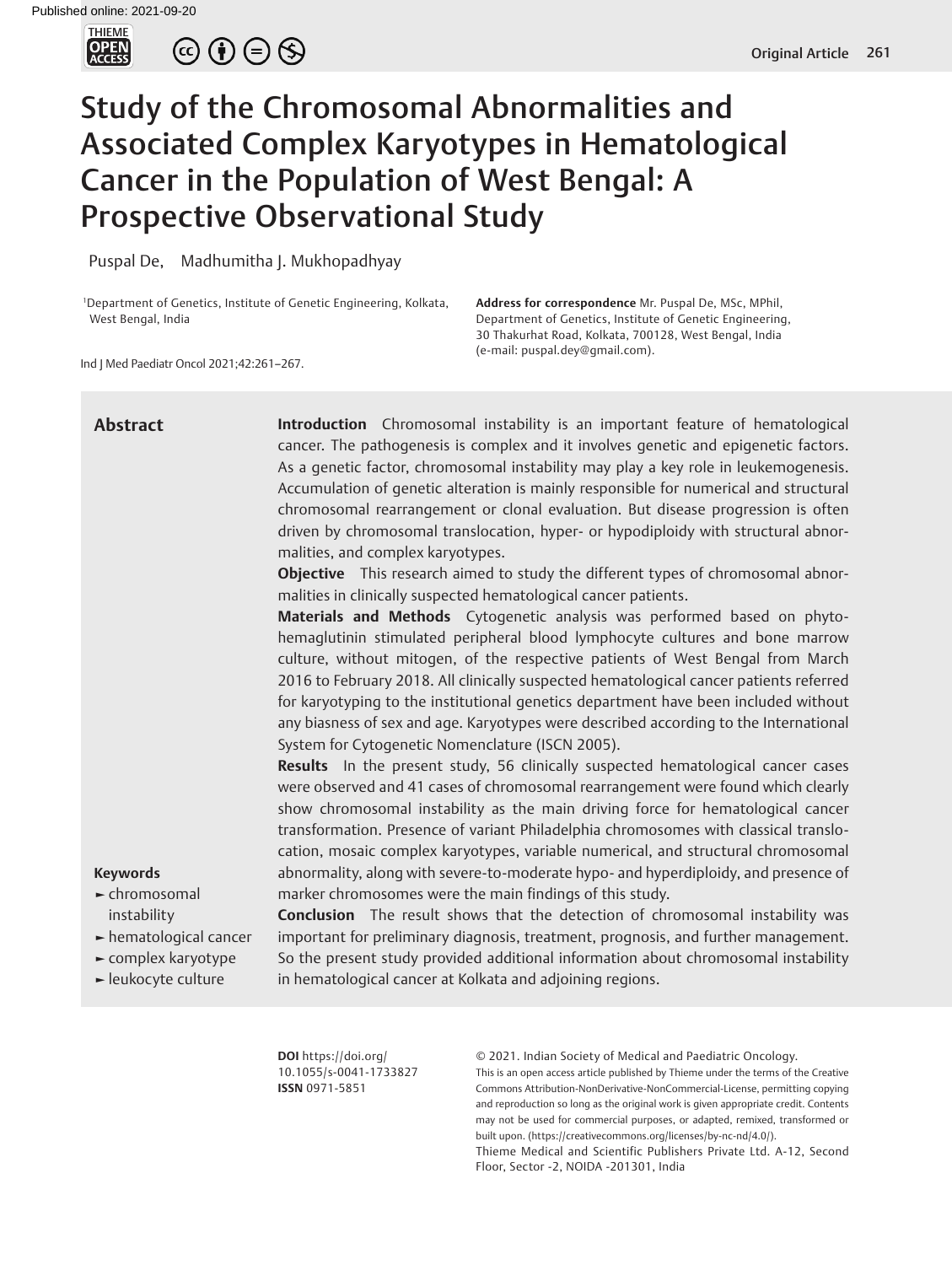# Study of the Chromosomal Abnormalities and Associated Complex Karyotypes in Hematological Cancer in the Population of West Bengal: A Prospective Observational Study

Puspal De, Madhumitha J. Mukhopadhyay

[1]Department of Genetics, Institute of Genetic Engineering, Kolkata, West Bengal, India

**Address for correspondence** Mr. Puspal De, MSc, MPhil, Department of Genetics, Institute of Genetic Engineering, 30 Thakurhat Road, Kolkata, 700128, West Bengal, India (e-mail: puspal.dey@gmail.com).

Ind J Med Paediatr Oncol 2021;42:261–267.

## Abstract

**Introduction** Chromosomal instability is an important feature of hematological cancer. The pathogenesis is complex and it involves genetic and epigenetic factors. As a genetic factor, chromosomal instability may play a key role in leukemogenesis. Accumulation of genetic alteration is mainly responsible for numerical and structural chromosomal rearrangement or clonal evaluation. But disease progression is often driven by chromosomal translocation, hyper- or hypodiploidy with structural abnormalities, and complex karyotypes.

**Objective** This research aimed to study the different types of chromosomal abnormalities in clinically suspected hematological cancer patients.

**Materials and Methods** Cytogenetic analysis was performed based on phytohemaglutinin stimulated peripheral blood lymphocyte cultures and bone marrow culture, without mitogen, of the respective patients of West Bengal from March 2016 to February 2018. All clinically suspected hematological cancer patients referred for karyotyping to the institutional genetics department have been included without any biasness of sex and age. Karyotypes were described according to the International System for Cytogenetic Nomenclature (ISCN 2005).

**Results** In the present study, 56 clinically suspected hematological cancer cases were observed and 41 cases of chromosomal rearrangement were found which clearly show chromosomal instability as the main driving force for hematological cancer transformation. Presence of variant Philadelphia chromosomes with classical translocation, mosaic complex karyotypes, variable numerical, and structural chromosomal abnormality, along with severe-to-moderate hypo- and hyperdiploidy, and presence of marker chromosomes were the main findings of this study.

**Conclusion** The result shows that the detection of chromosomal instability was important for preliminary diagnosis, treatment, prognosis, and further management. So the present study provided additional information about chromosomal instability in hematological cancer at Kolkata and adjoining regions.

**Keywords**

- chromosomal instability
- hematological cancer
- complex karyotype
- leukocyte culture

**DOI** https://doi.org/10.1055/s-0041-1733827
**ISSN** 0971-5851

© 2021. Indian Society of Medical and Paediatric Oncology.
This is an open access article published by Thieme under the terms of the Creative Commons Attribution-NonDerivative-NonCommercial-License, permitting copying and reproduction so long as the original work is given appropriate credit. Contents may not be used for commercial purposes, or adapted, remixed, transformed or built upon. (https://creativecommons.org/licenses/by-nc-nd/4.0/).
Thieme Medical and Scientific Publishers Private Ltd. A-12, Second Floor, Sector -2, NOIDA -201301, India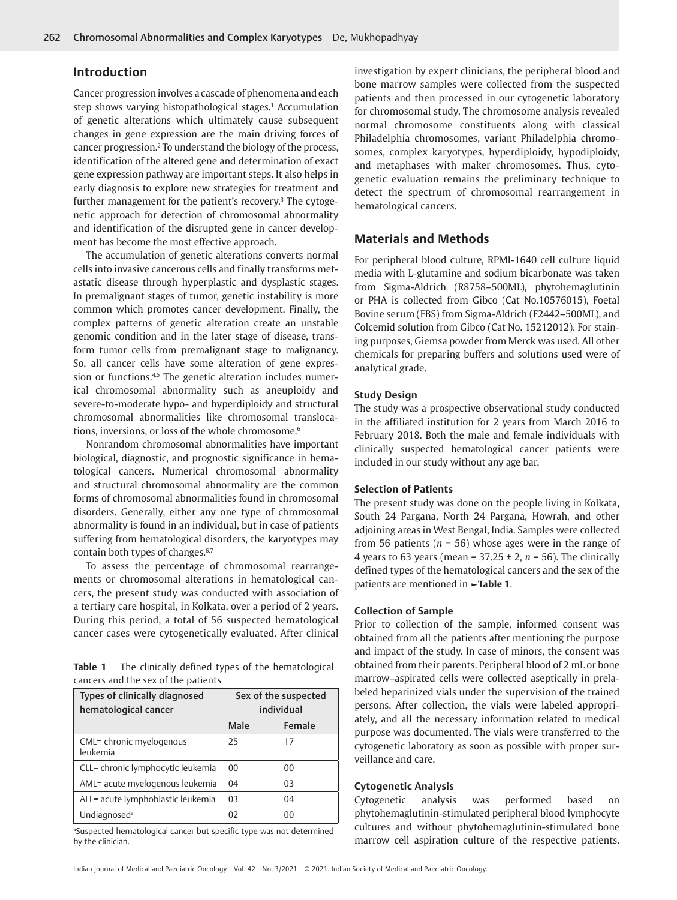## Introduction

Cancer progression involves a cascade of phenomena and each step shows varying histopathological stages.[1] Accumulation of genetic alterations which ultimately cause subsequent changes in gene expression are the main driving forces of cancer progression.[2] To understand the biology of the process, identification of the altered gene and determination of exact gene expression pathway are important steps. It also helps in early diagnosis to explore new strategies for treatment and further management for the patient's recovery.[3] The cytogenetic approach for detection of chromosomal abnormality and identification of the disrupted gene in cancer development has become the most effective approach.

The accumulation of genetic alterations converts normal cells into invasive cancerous cells and finally transforms metastatic disease through hyperplastic and dysplastic stages. In premalignant stages of tumor, genetic instability is more common which promotes cancer development. Finally, the complex patterns of genetic alteration create an unstable genomic condition and in the later stage of disease, transform tumor cells from premalignant stage to malignancy. So, all cancer cells have some alteration of gene expression or functions.[4,5] The genetic alteration includes numerical chromosomal abnormality such as aneuploidy and severe-to-moderate hypo- and hyperdiploidy and structural chromosomal abnormalities like chromosomal translocations, inversions, or loss of the whole chromosome.[6]

Nonrandom chromosomal abnormalities have important biological, diagnostic, and prognostic significance in hematological cancers. Numerical chromosomal abnormality and structural chromosomal abnormality are the common forms of chromosomal abnormalities found in chromosomal disorders. Generally, either any one type of chromosomal abnormality is found in an individual, but in case of patients suffering from hematological disorders, the karyotypes may contain both types of changes.[6,7]

To assess the percentage of chromosomal rearrangements or chromosomal alterations in hematological cancers, the present study was conducted with association of a tertiary care hospital, in Kolkata, over a period of 2 years. During this period, a total of 56 suspected hematological cancer cases were cytogenetically evaluated. After clinical investigation by expert clinicians, the peripheral blood and bone marrow samples were collected from the suspected patients and then processed in our cytogenetic laboratory for chromosomal study. The chromosome analysis revealed normal chromosome constituents along with classical Philadelphia chromosomes, variant Philadelphia chromosomes, complex karyotypes, hyperdiploidy, hypodiploidy, and metaphases with maker chromosomes. Thus, cytogenetic evaluation remains the preliminary technique to detect the spectrum of chromosomal rearrangement in hematological cancers.

**Table 1** The clinically defined types of the hematological cancers and the sex of the patients

| Types of clinically diagnosed hematological cancer | Sex of the suspected individual | |
|---|---|---|
| | Male | Female |
| CML= chronic myelogenous leukemia | 25 | 17 |
| CLL= chronic lymphocytic leukemia | 00 | 00 |
| AML= acute myelogenous leukemia | 04 | 03 |
| ALL= acute lymphoblastic leukemia | 03 | 04 |
| Undiagnosed[a] | 02 | 00 |

[a]Suspected hematological cancer but specific type was not determined by the clinician.

## Materials and Methods

For peripheral blood culture, RPMI-1640 cell culture liquid media with L-glutamine and sodium bicarbonate was taken from Sigma-Aldrich (R8758–500ML), phytohemaglutinin or PHA is collected from Gibco (Cat No.10576015), Foetal Bovine serum (FBS) from Sigma-Aldrich (F2442–500ML), and Colcemid solution from Gibco (Cat No. 15212012). For staining purposes, Giemsa powder from Merck was used. All other chemicals for preparing buffers and solutions used were of analytical grade.

### Study Design

The study was a prospective observational study conducted in the affiliated institution for 2 years from March 2016 to February 2018. Both the male and female individuals with clinically suspected hematological cancer patients were included in our study without any age bar.

### Selection of Patients

The present study was done on the people living in Kolkata, South 24 Pargana, North 24 Pargana, Howrah, and other adjoining areas in West Bengal, India. Samples were collected from 56 patients ($n$ = 56) whose ages were in the range of 4 years to 63 years (mean = 37.25 ± 2, $n$ = 56). The clinically defined types of the hematological cancers and the sex of the patients are mentioned in ►**Table 1**.

### Collection of Sample

Prior to collection of the sample, informed consent was obtained from all the patients after mentioning the purpose and impact of the study. In case of minors, the consent was obtained from their parents. Peripheral blood of 2 mL or bone marrow–aspirated cells were collected aseptically in prelabeled heparinized vials under the supervision of the trained persons. After collection, the vials were labeled appropriately, and all the necessary information related to medical purpose was documented. The vials were transferred to the cytogenetic laboratory as soon as possible with proper surveillance and care.

### Cytogenetic Analysis

Cytogenetic analysis was performed based on phytohemaglutinin-stimulated peripheral blood lymphocyte cultures and without phytohemaglutinin-stimulated bone marrow cell aspiration culture of the respective patients.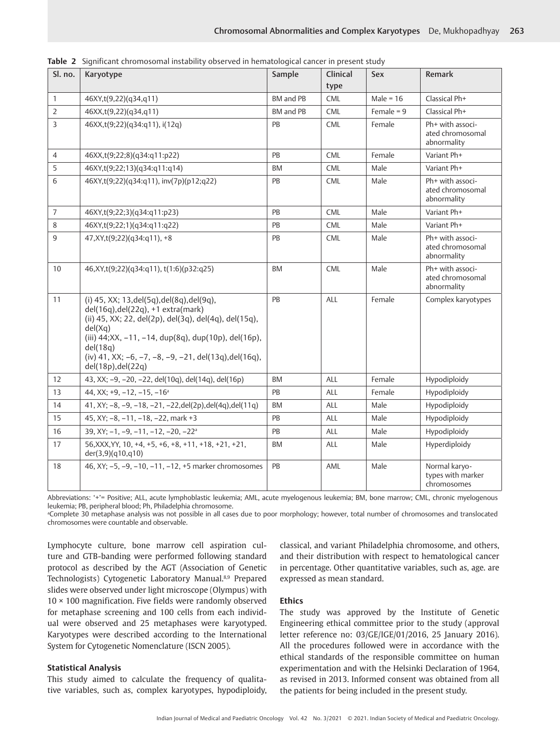**Table 2** Significant chromosomal instability observed in hematological cancer in present study

| Sl. no. | Karyotype | Sample | Clinical type | Sex | Remark |
|---|---|---|---|---|---|
| 1 | 46XY,t(9,22)(q34,q11) | BM and PB | CML | Male = 16 | Classical Ph+ |
| 2 | 46XX,t(9,22)(q34,q11) | BM and PB | CML | Female = 9 | Classical Ph+ |
| 3 | 46XX,t(9;22)(q34:q11), i(12q) | PB | CML | Female | Ph+ with associated chromosomal abnormality |
| 4 | 46XX,t(9;22;8)(q34:q11:p22) | PB | CML | Female | Variant Ph+ |
| 5 | 46XY,t(9;22;13)(q34:q11:q14) | BM | CML | Male | Variant Ph+ |
| 6 | 46XY,t(9;22)(q34:q11), inv(7p)(p12;q22) | PB | CML | Male | Ph+ with associated chromosomal abnormality |
| 7 | 46XY,t(9;22;3)(q34:q11:p23) | PB | CML | Male | Variant Ph+ |
| 8 | 46XY,t(9;22;1)(q34:q11:q22) | PB | CML | Male | Variant Ph+ |
| 9 | 47,XY,t(9;22)(q34:q11), +8 | PB | CML | Male | Ph+ with associated chromosomal abnormality |
| 10 | 46,XY,t(9;22)(q34:q11), t(1:6)(p32:q25) | BM | CML | Male | Ph+ with associated chromosomal abnormality |
| 11 | (i) 45, XX; 13,del(5q),del(8q),del(9q), del(16q),del(22q), +1 extra(mark)<br>(ii) 45, XX; 22, del(2p), del(3q), del(4q), del(15q), del(Xq)<br>(iii) 44;XX, −11, −14, dup(8q), dup(10p), del(16p), del(18q)<br>(iv) 41, XX; −6, −7, −8, −9, −21, del(13q),del(16q), del(18p),del(22q) | PB | ALL | Female | Complex karyotypes |
| 12 | 43, XX; −9, −20, −22, del(10q), del(14q), del(16p) | BM | ALL | Female | Hypodiploidy |
| 13 | 44, XX; +9, −12, −15, −16[a] | PB | ALL | Female | Hypodiploidy |
| 14 | 41, XY; −8, −9, −18, −21, −22,del(2p),del(4q),del(11q) | BM | ALL | Male | Hypodiploidy |
| 15 | 45, XY; −8, −11, −18, −22, mark +3 | PB | ALL | Male | Hypodiploidy |
| 16 | 39, XY; −1, −9, −11, −12, −20, −22[a] | PB | ALL | Male | Hypodiploidy |
| 17 | 56,XXX,YY, 10, +4, +5, +6, +8, +11, +18, +21, +21, der(3,9)(q10,q10) | BM | ALL | Male | Hyperdiploidy |
| 18 | 46, XY; −5, −9, −10, −11, −12, +5 marker chromosomes | PB | AML | Male | Normal karyotypes with marker chromosomes |

Abbreviations: '+'= Positive; ALL, acute lymphoblastic leukemia; AML, acute myelogenous leukemia; BM, bone marrow; CML, chronic myelogenous leukemia; PB, peripheral blood; Ph, Philadelphia chromosome.

[a]Complete 30 metaphase analysis was not possible in all cases due to poor morphology; however, total number of chromosomes and translocated chromosomes were countable and observable.

Lymphocyte culture, bone marrow cell aspiration culture and GTB-banding were performed following standard protocol as described by the AGT (Association of Genetic Technologists) Cytogenetic Laboratory Manual.[8,9] Prepared slides were observed under light microscope (Olympus) with 10 × 100 magnification. Five fields were randomly observed for metaphase screening and 100 cells from each individual were observed and 25 metaphases were karyotyped. Karyotypes were described according to the International System for Cytogenetic Nomenclature (ISCN 2005).

### Statistical Analysis

This study aimed to calculate the frequency of qualitative variables, such as, complex karyotypes, hypodiploidy, classical, and variant Philadelphia chromosome, and others, and their distribution with respect to hematological cancer in percentage. Other quantitative variables, such as, age. are expressed as mean standard.

### Ethics

The study was approved by the Institute of Genetic Engineering ethical committee prior to the study (approval letter reference no: 03/GE/IGE/01/2016, 25 January 2016). All the procedures followed were in accordance with the ethical standards of the responsible committee on human experimentation and with the Helsinki Declaration of 1964, as revised in 2013. Informed consent was obtained from all the patients for being included in the present study.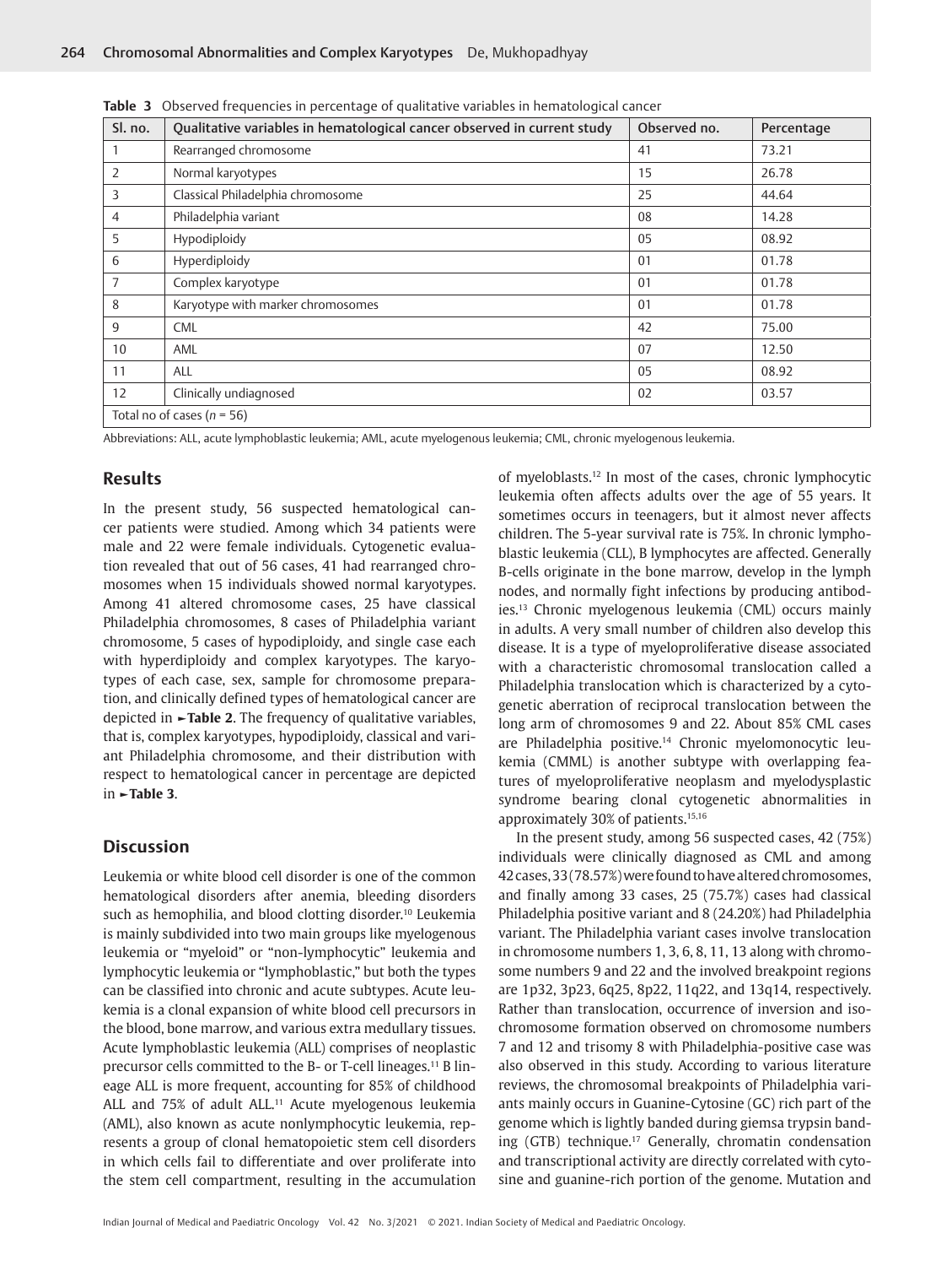**Table 3** Observed frequencies in percentage of qualitative variables in hematological cancer

| Sl. no. | Qualitative variables in hematological cancer observed in current study | Observed no. | Percentage |
|---|---|---|---|
| 1 | Rearranged chromosome | 41 | 73.21 |
| 2 | Normal karyotypes | 15 | 26.78 |
| 3 | Classical Philadelphia chromosome | 25 | 44.64 |
| 4 | Philadelphia variant | 08 | 14.28 |
| 5 | Hypodiploidy | 05 | 08.92 |
| 6 | Hyperdiploidy | 01 | 01.78 |
| 7 | Complex karyotype | 01 | 01.78 |
| 8 | Karyotype with marker chromosomes | 01 | 01.78 |
| 9 | CML | 42 | 75.00 |
| 10 | AML | 07 | 12.50 |
| 11 | ALL | 05 | 08.92 |
| 12 | Clinically undiagnosed | 02 | 03.57 |
| Total no of cases (*n* = 56) | | | |

Abbreviations: ALL, acute lymphoblastic leukemia; AML, acute myelogenous leukemia; CML, chronic myelogenous leukemia.

## Results

In the present study, 56 suspected hematological cancer patients were studied. Among which 34 patients were male and 22 were female individuals. Cytogenetic evaluation revealed that out of 56 cases, 41 had rearranged chromosomes when 15 individuals showed normal karyotypes. Among 41 altered chromosome cases, 25 have classical Philadelphia chromosomes, 8 cases of Philadelphia variant chromosome, 5 cases of hypodiploidy, and single case each with hyperdiploidy and complex karyotypes. The karyotypes of each case, sex, sample for chromosome preparation, and clinically defined types of hematological cancer are depicted in ►**Table 2**. The frequency of qualitative variables, that is, complex karyotypes, hypodiploidy, classical and variant Philadelphia chromosome, and their distribution with respect to hematological cancer in percentage are depicted in ►**Table 3**.

## Discussion

Leukemia or white blood cell disorder is one of the common hematological disorders after anemia, bleeding disorders such as hemophilia, and blood clotting disorder.[10] Leukemia is mainly subdivided into two main groups like myelogenous leukemia or "myeloid" or "non-lymphocytic" leukemia and lymphocytic leukemia or "lymphoblastic," but both the types can be classified into chronic and acute subtypes. Acute leukemia is a clonal expansion of white blood cell precursors in the blood, bone marrow, and various extra medullary tissues. Acute lymphoblastic leukemia (ALL) comprises of neoplastic precursor cells committed to the B- or T-cell lineages.[11] B lineage ALL is more frequent, accounting for 85% of childhood ALL and 75% of adult ALL.[11] Acute myelogenous leukemia (AML), also known as acute nonlymphocytic leukemia, represents a group of clonal hematopoietic stem cell disorders in which cells fail to differentiate and over proliferate into the stem cell compartment, resulting in the accumulation of myeloblasts.[12] In most of the cases, chronic lymphocytic leukemia often affects adults over the age of 55 years. It sometimes occurs in teenagers, but it almost never affects children. The 5-year survival rate is 75%. In chronic lymphoblastic leukemia (CLL), B lymphocytes are affected. Generally B-cells originate in the bone marrow, develop in the lymph nodes, and normally fight infections by producing antibodies.[13] Chronic myelogenous leukemia (CML) occurs mainly in adults. A very small number of children also develop this disease. It is a type of myeloproliferative disease associated with a characteristic chromosomal translocation called a Philadelphia translocation which is characterized by a cytogenetic aberration of reciprocal translocation between the long arm of chromosomes 9 and 22. About 85% CML cases are Philadelphia positive.[14] Chronic myelomonocytic leukemia (CMML) is another subtype with overlapping features of myeloproliferative neoplasm and myelodysplastic syndrome bearing clonal cytogenetic abnormalities in approximately 30% of patients.[15,16]

In the present study, among 56 suspected cases, 42 (75%) individuals were clinically diagnosed as CML and among 42 cases, 33 (78.57%) were found to have altered chromosomes, and finally among 33 cases, 25 (75.7%) cases had classical Philadelphia positive variant and 8 (24.20%) had Philadelphia variant. The Philadelphia variant cases involve translocation in chromosome numbers 1, 3, 6, 8, 11, 13 along with chromosome numbers 9 and 22 and the involved breakpoint regions are 1p32, 3p23, 6q25, 8p22, 11q22, and 13q14, respectively. Rather than translocation, occurrence of inversion and isochromosome formation observed on chromosome numbers 7 and 12 and trisomy 8 with Philadelphia-positive case was also observed in this study. According to various literature reviews, the chromosomal breakpoints of Philadelphia variants mainly occurs in Guanine-Cytosine (GC) rich part of the genome which is lightly banded during giemsa trypsin banding (GTB) technique.[17] Generally, chromatin condensation and transcriptional activity are directly correlated with cytosine and guanine-rich portion of the genome. Mutation and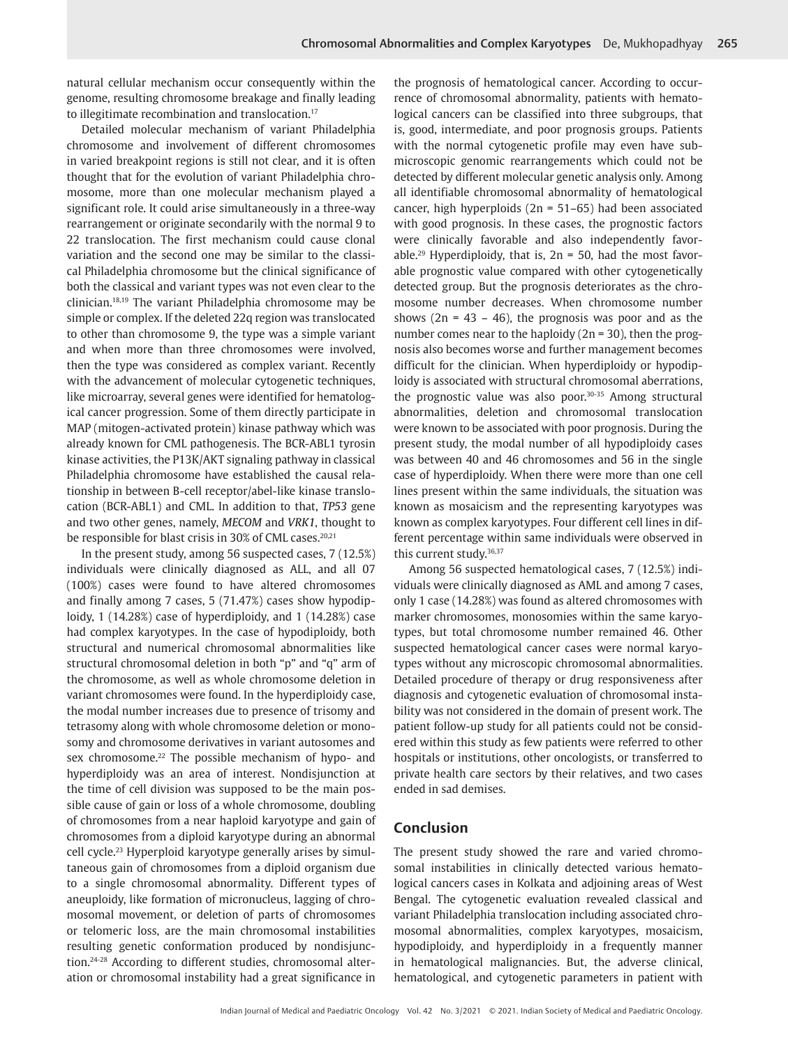natural cellular mechanism occur consequently within the genome, resulting chromosome breakage and finally leading to illegitimate recombination and translocation.[17]

Detailed molecular mechanism of variant Philadelphia chromosome and involvement of different chromosomes in varied breakpoint regions is still not clear, and it is often thought that for the evolution of variant Philadelphia chromosome, more than one molecular mechanism played a significant role. It could arise simultaneously in a three-way rearrangement or originate secondarily with the normal 9 to 22 translocation. The first mechanism could cause clonal variation and the second one may be similar to the classical Philadelphia chromosome but the clinical significance of both the classical and variant types was not even clear to the clinician.[18,19] The variant Philadelphia chromosome may be simple or complex. If the deleted 22q region was translocated to other than chromosome 9, the type was a simple variant and when more than three chromosomes were involved, then the type was considered as complex variant. Recently with the advancement of molecular cytogenetic techniques, like microarray, several genes were identified for hematological cancer progression. Some of them directly participate in MAP (mitogen-activated protein) kinase pathway which was already known for CML pathogenesis. The BCR-ABL1 tyrosin kinase activities, the P13K/AKT signaling pathway in classical Philadelphia chromosome have established the causal relationship in between B-cell receptor/abel-like kinase translocation (BCR-ABL1) and CML. In addition to that, *TP53* gene and two other genes, namely, *MECOM* and *VRK1*, thought to be responsible for blast crisis in 30% of CML cases.[20,21]

In the present study, among 56 suspected cases, 7 (12.5%) individuals were clinically diagnosed as ALL, and all 07 (100%) cases were found to have altered chromosomes and finally among 7 cases, 5 (71.47%) cases show hypodiploidy, 1 (14.28%) case of hyperdiploidy, and 1 (14.28%) case had complex karyotypes. In the case of hypodiploidy, both structural and numerical chromosomal abnormalities like structural chromosomal deletion in both "p" and "q" arm of the chromosome, as well as whole chromosome deletion in variant chromosomes were found. In the hyperdiploidy case, the modal number increases due to presence of trisomy and tetrasomy along with whole chromosome deletion or monosomy and chromosome derivatives in variant autosomes and sex chromosome.[22] The possible mechanism of hypo- and hyperdiploidy was an area of interest. Nondisjunction at the time of cell division was supposed to be the main possible cause of gain or loss of a whole chromosome, doubling of chromosomes from a near haploid karyotype and gain of chromosomes from a diploid karyotype during an abnormal cell cycle.[23] Hyperploid karyotype generally arises by simultaneous gain of chromosomes from a diploid organism due to a single chromosomal abnormality. Different types of aneuploidy, like formation of micronucleus, lagging of chromosomal movement, or deletion of parts of chromosomes or telomeric loss, are the main chromosomal instabilities resulting genetic conformation produced by nondisjunction.[24-28] According to different studies, chromosomal alteration or chromosomal instability had a great significance in the prognosis of hematological cancer. According to occurrence of chromosomal abnormality, patients with hematological cancers can be classified into three subgroups, that is, good, intermediate, and poor prognosis groups. Patients with the normal cytogenetic profile may even have submicroscopic genomic rearrangements which could not be detected by different molecular genetic analysis only. Among all identifiable chromosomal abnormality of hematological cancer, high hyperploids ($2n = 51–65$) had been associated with good prognosis. In these cases, the prognostic factors were clinically favorable and also independently favorable.[29] Hyperdiploidy, that is, $2n = 50$, had the most favorable prognostic value compared with other cytogenetically detected group. But the prognosis deteriorates as the chromosome number decreases. When chromosome number shows ($2n = 43 – 46$), the prognosis was poor and as the number comes near to the haploidy ($2n = 30$), then the prognosis also becomes worse and further management becomes difficult for the clinician. When hyperdiploidy or hypodiploidy is associated with structural chromosomal aberrations, the prognostic value was also poor.[30-35] Among structural abnormalities, deletion and chromosomal translocation were known to be associated with poor prognosis. During the present study, the modal number of all hypodiploidy cases was between 40 and 46 chromosomes and 56 in the single case of hyperdiploidy. When there were more than one cell lines present within the same individuals, the situation was known as mosaicism and the representing karyotypes was known as complex karyotypes. Four different cell lines in different percentage within same individuals were observed in this current study.[36,37]

Among 56 suspected hematological cases, 7 (12.5%) individuals were clinically diagnosed as AML and among 7 cases, only 1 case (14.28%) was found as altered chromosomes with marker chromosomes, monosomies within the same karyotypes, but total chromosome number remained 46. Other suspected hematological cancer cases were normal karyotypes without any microscopic chromosomal abnormalities. Detailed procedure of therapy or drug responsiveness after diagnosis and cytogenetic evaluation of chromosomal instability was not considered in the domain of present work. The patient follow-up study for all patients could not be considered within this study as few patients were referred to other hospitals or institutions, other oncologists, or transferred to private health care sectors by their relatives, and two cases ended in sad demises.

## Conclusion

The present study showed the rare and varied chromosomal instabilities in clinically detected various hematological cancers cases in Kolkata and adjoining areas of West Bengal. The cytogenetic evaluation revealed classical and variant Philadelphia translocation including associated chromosomal abnormalities, complex karyotypes, mosaicism, hypodiploidy, and hyperdiploidy in a frequently manner in hematological malignancies. But, the adverse clinical, hematological, and cytogenetic parameters in patient with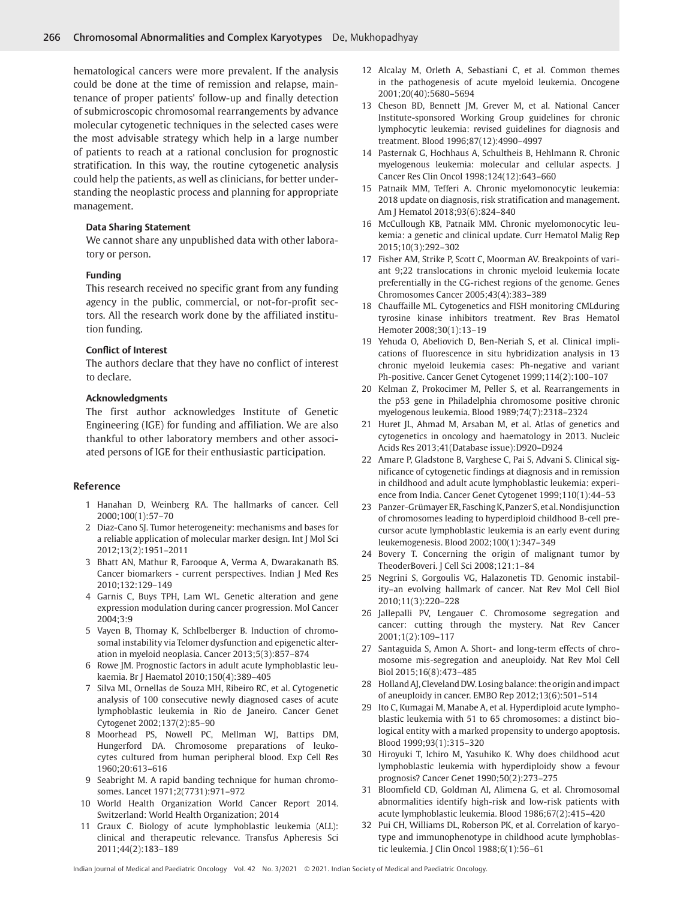hematological cancers were more prevalent. If the analysis could be done at the time of remission and relapse, maintenance of proper patients' follow-up and finally detection of submicroscopic chromosomal rearrangements by advance molecular cytogenetic techniques in the selected cases were the most advisable strategy which help in a large number of patients to reach at a rational conclusion for prognostic stratification. In this way, the routine cytogenetic analysis could help the patients, as well as clinicians, for better understanding the neoplastic process and planning for appropriate management.

#### Data Sharing Statement

We cannot share any unpublished data with other laboratory or person.

#### Funding

This research received no specific grant from any funding agency in the public, commercial, or not-for-profit sectors. All the research work done by the affiliated institution funding.

#### Conflict of Interest

The authors declare that they have no conflict of interest to declare.

#### Acknowledgments

The first author acknowledges Institute of Genetic Engineering (IGE) for funding and affiliation. We are also thankful to other laboratory members and other associated persons of IGE for their enthusiastic participation.

## Reference

1. Hanahan D, Weinberg RA. The hallmarks of cancer. Cell 2000;100(1):57–70
2. Diaz-Cano SJ. Tumor heterogeneity: mechanisms and bases for a reliable application of molecular marker design. Int J Mol Sci 2012;13(2):1951–2011
3. Bhatt AN, Mathur R, Farooque A, Verma A, Dwarakanath BS. Cancer biomarkers - current perspectives. Indian J Med Res 2010;132:129–149
4. Garnis C, Buys TPH, Lam WL. Genetic alteration and gene expression modulation during cancer progression. Mol Cancer 2004;3:9
5. Vayen B, Thomay K, Schlbelberger B. Induction of chromosomal instability via Telomer dysfunction and epigenetic alteration in myeloid neoplasia. Cancer 2013;5(3):857–874
6. Rowe JM. Prognostic factors in adult acute lymphoblastic leukaemia. Br J Haematol 2010;150(4):389–405
7. Silva ML, Ornellas de Souza MH, Ribeiro RC, et al. Cytogenetic analysis of 100 consecutive newly diagnosed cases of acute lymphoblastic leukemia in Rio de Janeiro. Cancer Genet Cytogenet 2002;137(2):85–90
8. Moorhead PS, Nowell PC, Mellman WJ, Battips DM, Hungerford DA. Chromosome preparations of leukocytes cultured from human peripheral blood. Exp Cell Res 1960;20:613–616
9. Seabright M. A rapid banding technique for human chromosomes. Lancet 1971;2(7731):971–972
10. World Health Organization World Cancer Report 2014. Switzerland: World Health Organization; 2014
11. Graux C. Biology of acute lymphoblastic leukemia (ALL): clinical and therapeutic relevance. Transfus Apheresis Sci 2011;44(2):183–189
12. Alcalay M, Orleth A, Sebastiani C, et al. Common themes in the pathogenesis of acute myeloid leukemia. Oncogene 2001;20(40):5680–5694
13. Cheson BD, Bennett JM, Grever M, et al. National Cancer Institute-sponsored Working Group guidelines for chronic lymphocytic leukemia: revised guidelines for diagnosis and treatment. Blood 1996;87(12):4990–4997
14. Pasternak G, Hochhaus A, Schultheis B, Hehlmann R. Chronic myelogenous leukemia: molecular and cellular aspects. J Cancer Res Clin Oncol 1998;124(12):643–660
15. Patnaik MM, Tefferi A. Chronic myelomonocytic leukemia: 2018 update on diagnosis, risk stratification and management. Am J Hematol 2018;93(6):824–840
16. McCullough KB, Patnaik MM. Chronic myelomonocytic leukemia: a genetic and clinical update. Curr Hematol Malig Rep 2015;10(3):292–302
17. Fisher AM, Strike P, Scott C, Moorman AV. Breakpoints of variant 9;22 translocations in chronic myeloid leukemia locate preferentially in the CG-richest regions of the genome. Genes Chromosomes Cancer 2005;43(4):383–389
18. Chauffaille ML. Cytogenetics and FISH monitoring CMLduring tyrosine kinase inhibitors treatment. Rev Bras Hematol Hemoter 2008;30(1):13–19
19. Yehuda O, Abeliovich D, Ben-Neriah S, et al. Clinical implications of fluorescence in situ hybridization analysis in 13 chronic myeloid leukemia cases: Ph-negative and variant Ph-positive. Cancer Genet Cytogenet 1999;114(2):100–107
20. Kelman Z, Prokocimer M, Peller S, et al. Rearrangements in the p53 gene in Philadelphia chromosome positive chronic myelogenous leukemia. Blood 1989;74(7):2318–2324
21. Huret JL, Ahmad M, Arsaban M, et al. Atlas of genetics and cytogenetics in oncology and haematology in 2013. Nucleic Acids Res 2013;41(Database issue):D920–D924
22. Amare P, Gladstone B, Varghese C, Pai S, Advani S. Clinical significance of cytogenetic findings at diagnosis and in remission in childhood and adult acute lymphoblastic leukemia: experience from India. Cancer Genet Cytogenet 1999;110(1):44–53
23. Panzer-Grümayer ER, Fasching K, Panzer S, et al. Nondisjunction of chromosomes leading to hyperdiploid childhood B-cell precursor acute lymphoblastic leukemia is an early event during leukemogenesis. Blood 2002;100(1):347–349
24. Bovery T. Concerning the origin of malignant tumor by TheoderBoveri. J Cell Sci 2008;121:1–84
25. Negrini S, Gorgoulis VG, Halazonetis TD. Genomic instability–an evolving hallmark of cancer. Nat Rev Mol Cell Biol 2010;11(3):220–228
26. Jallepalli PV, Lengauer C. Chromosome segregation and cancer: cutting through the mystery. Nat Rev Cancer 2001;1(2):109–117
27. Santaguida S, Amon A. Short- and long-term effects of chromosome mis-segregation and aneuploidy. Nat Rev Mol Cell Biol 2015;16(8):473–485
28. Holland AJ, Cleveland DW. Losing balance: the origin and impact of aneuploidy in cancer. EMBO Rep 2012;13(6):501–514
29. Ito C, Kumagai M, Manabe A, et al. Hyperdiploid acute lymphoblastic leukemia with 51 to 65 chromosomes: a distinct biological entity with a marked propensity to undergo apoptosis. Blood 1999;93(1):315–320
30. Hiroyuki T, Ichiro M, Yasuhiko K. Why does childhood acut lymphoblastic leukemia with hyperdiploidy show a fevour prognosis? Cancer Genet 1990;50(2):273–275
31. Bloomfield CD, Goldman AI, Alimena G, et al. Chromosomal abnormalities identify high-risk and low-risk patients with acute lymphoblastic leukemia. Blood 1986;67(2):415–420
32. Pui CH, Williams DL, Roberson PK, et al. Correlation of karyotype and immunophenotype in childhood acute lymphoblastic leukemia. J Clin Oncol 1988;6(1):56–61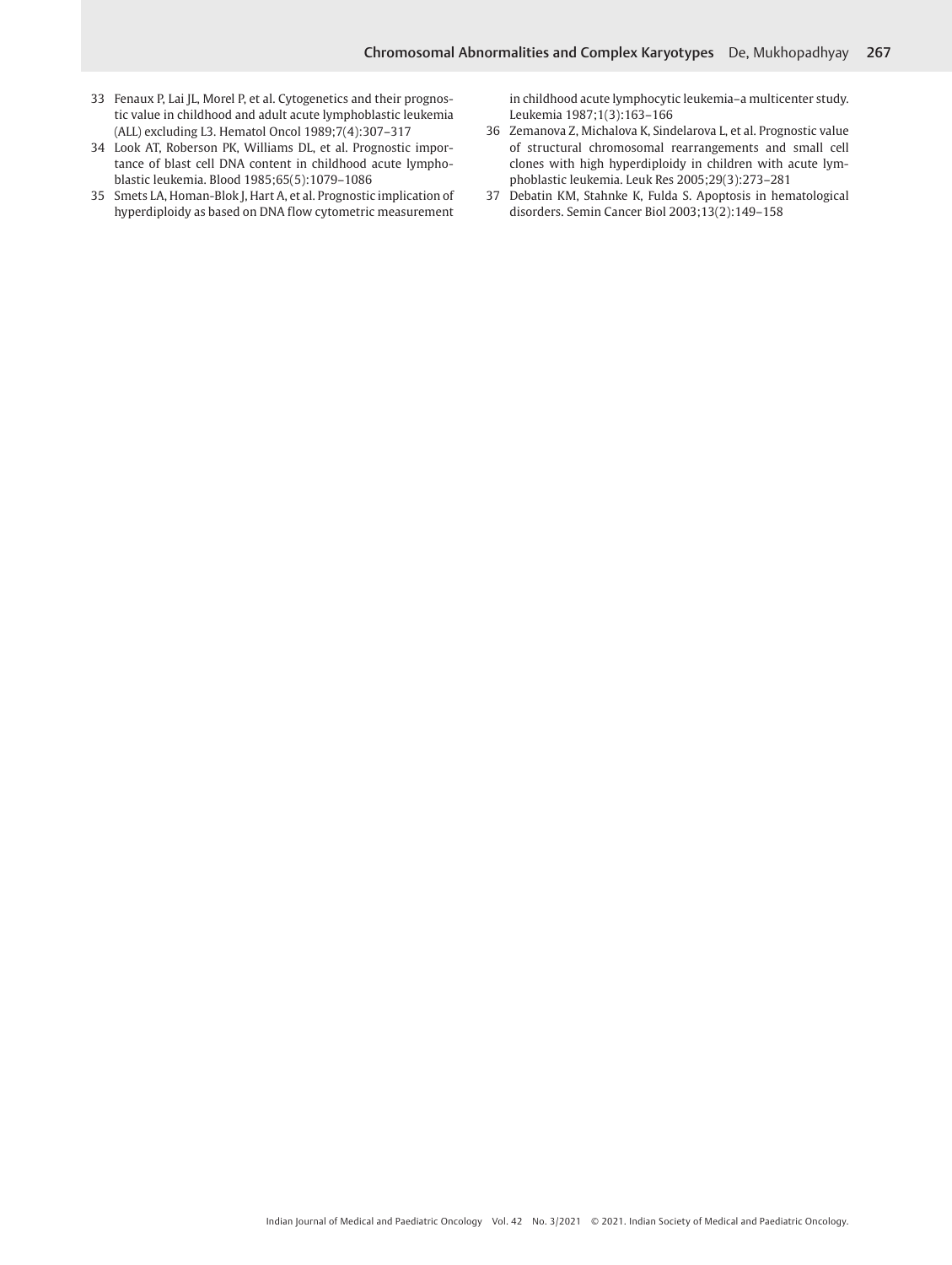33 Fenaux P, Lai JL, Morel P, et al. Cytogenetics and their prognostic value in childhood and adult acute lymphoblastic leukemia (ALL) excluding L3. Hematol Oncol 1989;7(4):307–317

34 Look AT, Roberson PK, Williams DL, et al. Prognostic importance of blast cell DNA content in childhood acute lymphoblastic leukemia. Blood 1985;65(5):1079–1086

35 Smets LA, Homan-Blok J, Hart A, et al. Prognostic implication of hyperdiploidy as based on DNA flow cytometric measurement in childhood acute lymphocytic leukemia–a multicenter study. Leukemia 1987;1(3):163–166

36 Zemanova Z, Michalova K, Sindelarova L, et al. Prognostic value of structural chromosomal rearrangements and small cell clones with high hyperdiploidy in children with acute lymphoblastic leukemia. Leuk Res 2005;29(3):273–281

37 Debatin KM, Stahnke K, Fulda S. Apoptosis in hematological disorders. Semin Cancer Biol 2003;13(2):149–158